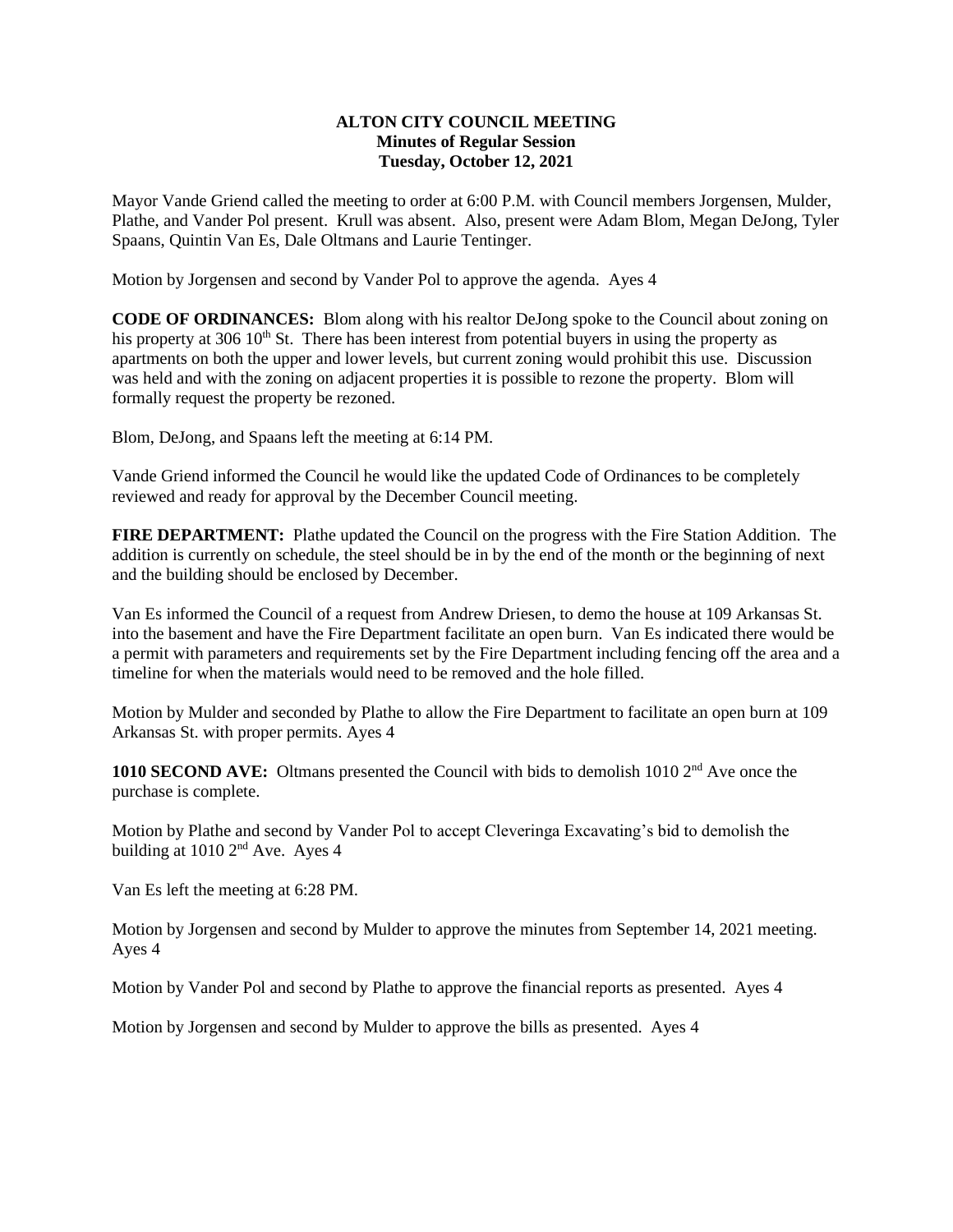**ALTON CITY COUNCIL MEETING**
**Minutes of Regular Session**
**Tuesday, October 12, 2021**

Mayor Vande Griend called the meeting to order at 6:00 P.M. with Council members Jorgensen, Mulder, Plathe, and Vander Pol present. Krull was absent. Also, present were Adam Blom, Megan DeJong, Tyler Spaans, Quintin Van Es, Dale Oltmans and Laurie Tentinger.

Motion by Jorgensen and second by Vander Pol to approve the agenda. Ayes 4

**CODE OF ORDINANCES:** Blom along with his realtor DeJong spoke to the Council about zoning on his property at 306 10th St. There has been interest from potential buyers in using the property as apartments on both the upper and lower levels, but current zoning would prohibit this use. Discussion was held and with the zoning on adjacent properties it is possible to rezone the property. Blom will formally request the property be rezoned.

Blom, DeJong, and Spaans left the meeting at 6:14 PM.

Vande Griend informed the Council he would like the updated Code of Ordinances to be completely reviewed and ready for approval by the December Council meeting.

**FIRE DEPARTMENT:** Plathe updated the Council on the progress with the Fire Station Addition. The addition is currently on schedule, the steel should be in by the end of the month or the beginning of next and the building should be enclosed by December.

Van Es informed the Council of a request from Andrew Driesen, to demo the house at 109 Arkansas St. into the basement and have the Fire Department facilitate an open burn. Van Es indicated there would be a permit with parameters and requirements set by the Fire Department including fencing off the area and a timeline for when the materials would need to be removed and the hole filled.

Motion by Mulder and seconded by Plathe to allow the Fire Department to facilitate an open burn at 109 Arkansas St. with proper permits. Ayes 4

**1010 SECOND AVE:** Oltmans presented the Council with bids to demolish 1010 2nd Ave once the purchase is complete.

Motion by Plathe and second by Vander Pol to accept Cleveringa Excavating's bid to demolish the building at 1010 2nd Ave. Ayes 4

Van Es left the meeting at 6:28 PM.

Motion by Jorgensen and second by Mulder to approve the minutes from September 14, 2021 meeting. Ayes 4

Motion by Vander Pol and second by Plathe to approve the financial reports as presented. Ayes 4

Motion by Jorgensen and second by Mulder to approve the bills as presented. Ayes 4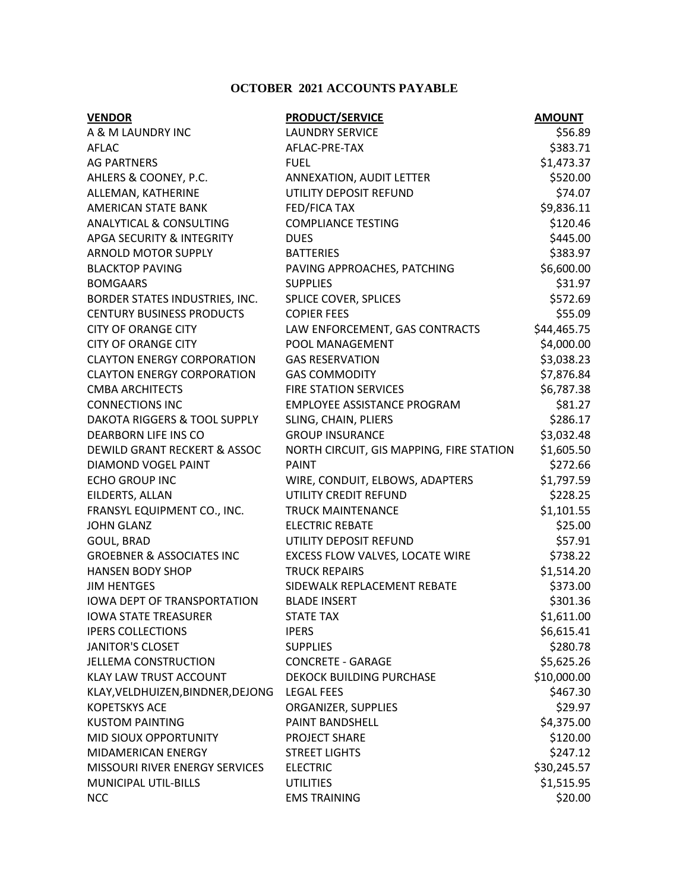# OCTOBER 2021 ACCOUNTS PAYABLE

| VENDOR | PRODUCT/SERVICE | AMOUNT |
|---|---|---|
| A & M LAUNDRY INC | LAUNDRY SERVICE | $56.89 |
| AFLAC | AFLAC-PRE-TAX | $383.71 |
| AG PARTNERS | FUEL | $1,473.37 |
| AHLERS & COONEY, P.C. | ANNEXATION, AUDIT LETTER | $520.00 |
| ALLEMAN, KATHERINE | UTILITY DEPOSIT REFUND | $74.07 |
| AMERICAN STATE BANK | FED/FICA TAX | $9,836.11 |
| ANALYTICAL & CONSULTING | COMPLIANCE TESTING | $120.46 |
| APGA SECURITY & INTEGRITY | DUES | $445.00 |
| ARNOLD MOTOR SUPPLY | BATTERIES | $383.97 |
| BLACKTOP PAVING | PAVING APPROACHES, PATCHING | $6,600.00 |
| BOMGAARS | SUPPLIES | $31.97 |
| BORDER STATES INDUSTRIES, INC. | SPLICE COVER, SPLICES | $572.69 |
| CENTURY BUSINESS PRODUCTS | COPIER FEES | $55.09 |
| CITY OF ORANGE CITY | LAW ENFORCEMENT, GAS CONTRACTS | $44,465.75 |
| CITY OF ORANGE CITY | POOL MANAGEMENT | $4,000.00 |
| CLAYTON ENERGY CORPORATION | GAS RESERVATION | $3,038.23 |
| CLAYTON ENERGY CORPORATION | GAS COMMODITY | $7,876.84 |
| CMBA ARCHITECTS | FIRE STATION SERVICES | $6,787.38 |
| CONNECTIONS INC | EMPLOYEE ASSISTANCE PROGRAM | $81.27 |
| DAKOTA RIGGERS & TOOL SUPPLY | SLING, CHAIN, PLIERS | $286.17 |
| DEARBORN LIFE INS CO | GROUP INSURANCE | $3,032.48 |
| DEWILD GRANT RECKERT & ASSOC | NORTH CIRCUIT, GIS MAPPING, FIRE STATION | $1,605.50 |
| DIAMOND VOGEL PAINT | PAINT | $272.66 |
| ECHO GROUP INC | WIRE, CONDUIT, ELBOWS, ADAPTERS | $1,797.59 |
| EILDERTS, ALLAN | UTILITY CREDIT REFUND | $228.25 |
| FRANSYL EQUIPMENT CO., INC. | TRUCK MAINTENANCE | $1,101.55 |
| JOHN GLANZ | ELECTRIC REBATE | $25.00 |
| GOUL, BRAD | UTILITY DEPOSIT REFUND | $57.91 |
| GROEBNER & ASSOCIATES INC | EXCESS FLOW VALVES, LOCATE WIRE | $738.22 |
| HANSEN BODY SHOP | TRUCK REPAIRS | $1,514.20 |
| JIM HENTGES | SIDEWALK REPLACEMENT REBATE | $373.00 |
| IOWA DEPT OF TRANSPORTATION | BLADE INSERT | $301.36 |
| IOWA STATE TREASURER | STATE TAX | $1,611.00 |
| IPERS COLLECTIONS | IPERS | $6,615.41 |
| JANITOR'S CLOSET | SUPPLIES | $280.78 |
| JELLEMA CONSTRUCTION | CONCRETE - GARAGE | $5,625.26 |
| KLAY LAW TRUST ACCOUNT | DEKOCK BUILDING PURCHASE | $10,000.00 |
| KLAY,VELDHUIZEN,BINDNER,DEJONG | LEGAL FEES | $467.30 |
| KOPETSKYS ACE | ORGANIZER, SUPPLIES | $29.97 |
| KUSTOM PAINTING | PAINT BANDSHELL | $4,375.00 |
| MID SIOUX OPPORTUNITY | PROJECT SHARE | $120.00 |
| MIDAMERICAN ENERGY | STREET LIGHTS | $247.12 |
| MISSOURI RIVER ENERGY SERVICES | ELECTRIC | $30,245.57 |
| MUNICIPAL UTIL-BILLS | UTILITIES | $1,515.95 |
| NCC | EMS TRAINING | $20.00 |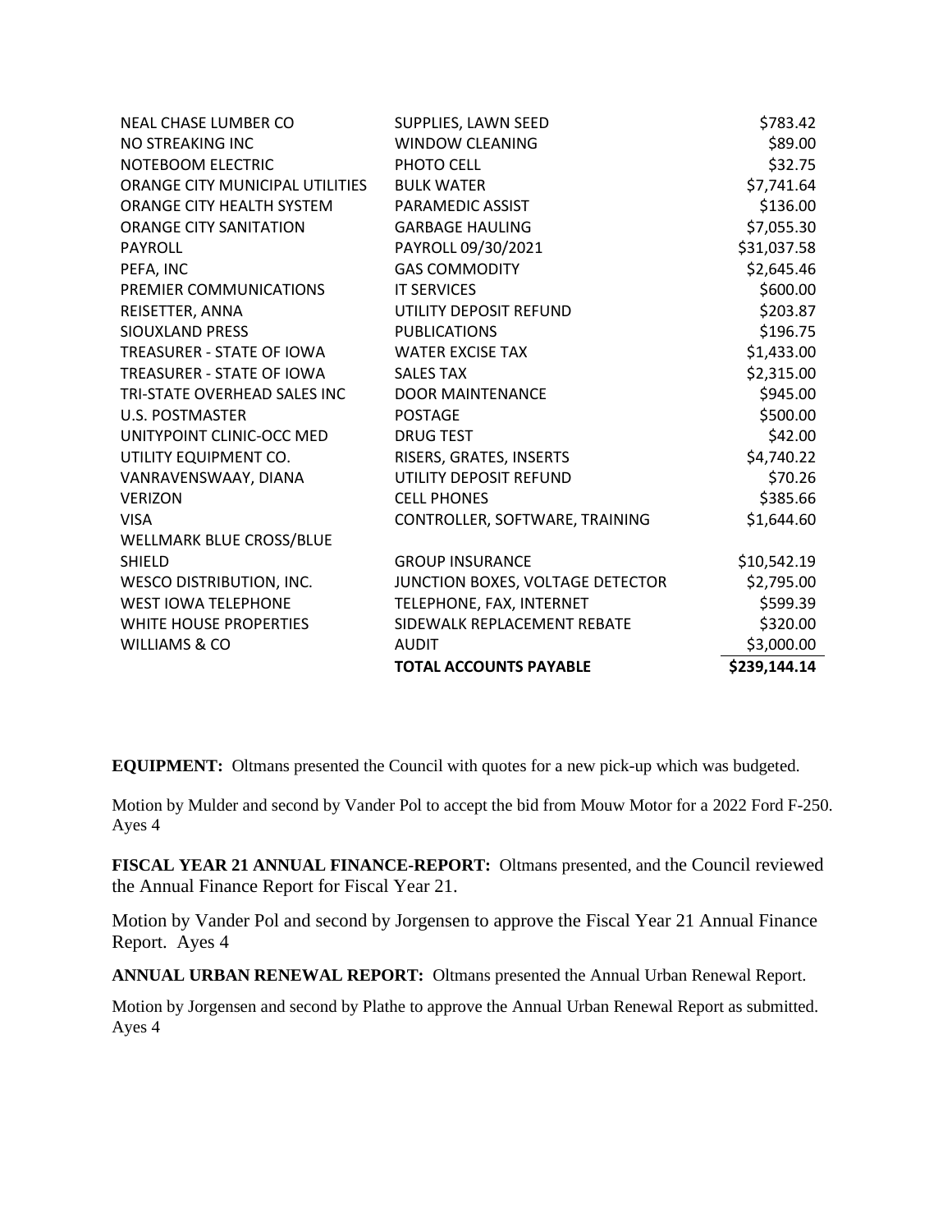| | | |
|---|---|---|
| NEAL CHASE LUMBER CO | SUPPLIES, LAWN SEED | $783.42 |
| NO STREAKING INC | WINDOW CLEANING | $89.00 |
| NOTEBOOM ELECTRIC | PHOTO CELL | $32.75 |
| ORANGE CITY MUNICIPAL UTILITIES | BULK WATER | $7,741.64 |
| ORANGE CITY HEALTH SYSTEM | PARAMEDIC ASSIST | $136.00 |
| ORANGE CITY SANITATION | GARBAGE HAULING | $7,055.30 |
| PAYROLL | PAYROLL 09/30/2021 | $31,037.58 |
| PEFA, INC | GAS COMMODITY | $2,645.46 |
| PREMIER COMMUNICATIONS | IT SERVICES | $600.00 |
| REISETTER, ANNA | UTILITY DEPOSIT REFUND | $203.87 |
| SIOUXLAND PRESS | PUBLICATIONS | $196.75 |
| TREASURER - STATE OF IOWA | WATER EXCISE TAX | $1,433.00 |
| TREASURER - STATE OF IOWA | SALES TAX | $2,315.00 |
| TRI-STATE OVERHEAD SALES INC | DOOR MAINTENANCE | $945.00 |
| U.S. POSTMASTER | POSTAGE | $500.00 |
| UNITYPOINT CLINIC-OCC MED | DRUG TEST | $42.00 |
| UTILITY EQUIPMENT CO. | RISERS, GRATES, INSERTS | $4,740.22 |
| VANRAVENSWAAY, DIANA | UTILITY DEPOSIT REFUND | $70.26 |
| VERIZON | CELL PHONES | $385.66 |
| VISA | CONTROLLER, SOFTWARE, TRAINING | $1,644.60 |
| WELLMARK BLUE CROSS/BLUE SHIELD | GROUP INSURANCE | $10,542.19 |
| WESCO DISTRIBUTION, INC. | JUNCTION BOXES, VOLTAGE DETECTOR | $2,795.00 |
| WEST IOWA TELEPHONE | TELEPHONE, FAX, INTERNET | $599.39 |
| WHITE HOUSE PROPERTIES | SIDEWALK REPLACEMENT REBATE | $320.00 |
| WILLIAMS & CO | AUDIT | $3,000.00 |
| | **TOTAL ACCOUNTS PAYABLE** | **$239,144.14** |

**EQUIPMENT:** Oltmans presented the Council with quotes for a new pick-up which was budgeted.

Motion by Mulder and second by Vander Pol to accept the bid from Mouw Motor for a 2022 Ford F-250. Ayes 4

**FISCAL YEAR 21 ANNUAL FINANCE-REPORT:** Oltmans presented, and the Council reviewed the Annual Finance Report for Fiscal Year 21.

Motion by Vander Pol and second by Jorgensen to approve the Fiscal Year 21 Annual Finance Report. Ayes 4

**ANNUAL URBAN RENEWAL REPORT:** Oltmans presented the Annual Urban Renewal Report.

Motion by Jorgensen and second by Plathe to approve the Annual Urban Renewal Report as submitted. Ayes 4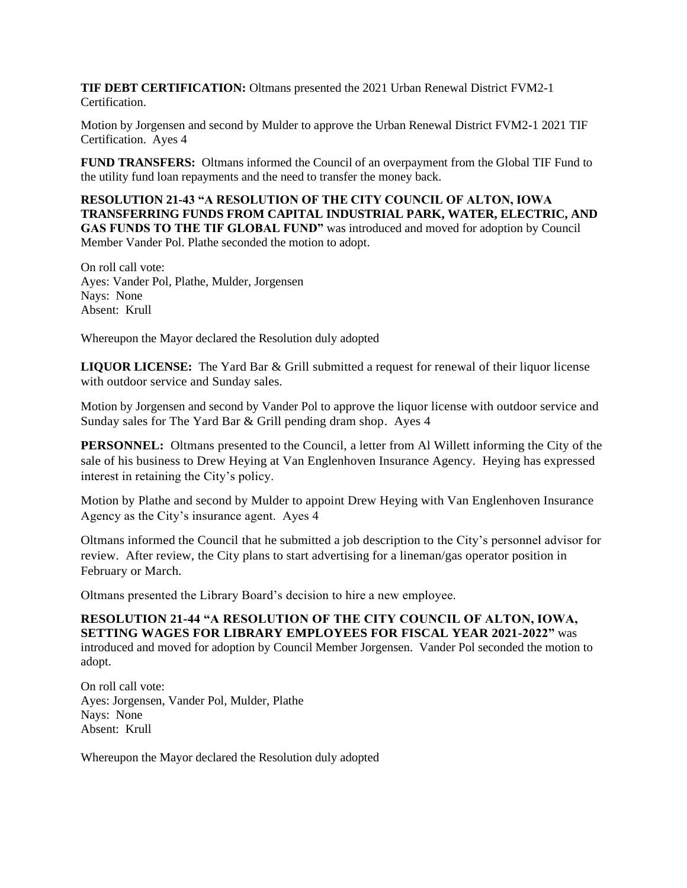**TIF DEBT CERTIFICATION:** Oltmans presented the 2021 Urban Renewal District FVM2-1 Certification.

Motion by Jorgensen and second by Mulder to approve the Urban Renewal District FVM2-1 2021 TIF Certification. Ayes 4

**FUND TRANSFERS:** Oltmans informed the Council of an overpayment from the Global TIF Fund to the utility fund loan repayments and the need to transfer the money back.

**RESOLUTION 21-43 "A RESOLUTION OF THE CITY COUNCIL OF ALTON, IOWA TRANSFERRING FUNDS FROM CAPITAL INDUSTRIAL PARK, WATER, ELECTRIC, AND GAS FUNDS TO THE TIF GLOBAL FUND"** was introduced and moved for adoption by Council Member Vander Pol. Plathe seconded the motion to adopt.

On roll call vote:
Ayes: Vander Pol, Plathe, Mulder, Jorgensen
Nays: None
Absent: Krull

Whereupon the Mayor declared the Resolution duly adopted

**LIQUOR LICENSE:** The Yard Bar & Grill submitted a request for renewal of their liquor license with outdoor service and Sunday sales.

Motion by Jorgensen and second by Vander Pol to approve the liquor license with outdoor service and Sunday sales for The Yard Bar & Grill pending dram shop. Ayes 4

**PERSONNEL:** Oltmans presented to the Council, a letter from Al Willett informing the City of the sale of his business to Drew Heying at Van Englenhoven Insurance Agency. Heying has expressed interest in retaining the City's policy.

Motion by Plathe and second by Mulder to appoint Drew Heying with Van Englenhoven Insurance Agency as the City's insurance agent. Ayes 4

Oltmans informed the Council that he submitted a job description to the City's personnel advisor for review. After review, the City plans to start advertising for a lineman/gas operator position in February or March.

Oltmans presented the Library Board's decision to hire a new employee.

**RESOLUTION 21-44 "A RESOLUTION OF THE CITY COUNCIL OF ALTON, IOWA, SETTING WAGES FOR LIBRARY EMPLOYEES FOR FISCAL YEAR 2021-2022"** was introduced and moved for adoption by Council Member Jorgensen. Vander Pol seconded the motion to adopt.

On roll call vote:
Ayes: Jorgensen, Vander Pol, Mulder, Plathe
Nays: None
Absent: Krull

Whereupon the Mayor declared the Resolution duly adopted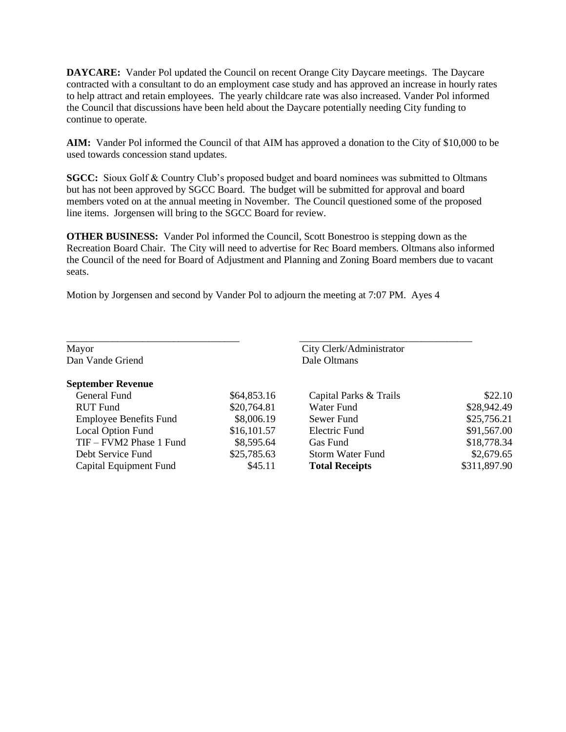**DAYCARE:** Vander Pol updated the Council on recent Orange City Daycare meetings. The Daycare contracted with a consultant to do an employment case study and has approved an increase in hourly rates to help attract and retain employees. The yearly childcare rate was also increased. Vander Pol informed the Council that discussions have been held about the Daycare potentially needing City funding to continue to operate.

**AIM:** Vander Pol informed the Council of that AIM has approved a donation to the City of $10,000 to be used towards concession stand updates.

**SGCC:** Sioux Golf & Country Club's proposed budget and board nominees was submitted to Oltmans but has not been approved by SGCC Board. The budget will be submitted for approval and board members voted on at the annual meeting in November. The Council questioned some of the proposed line items. Jorgensen will bring to the SGCC Board for review.

**OTHER BUSINESS:** Vander Pol informed the Council, Scott Bonestroo is stepping down as the Recreation Board Chair. The City will need to advertise for Rec Board members. Oltmans also informed the Council of the need for Board of Adjustment and Planning and Zoning Board members due to vacant seats.

Motion by Jorgensen and second by Vander Pol to adjourn the meeting at 7:07 PM. Ayes 4

\_\_\_\_\_\_\_\_\_\_\_\_\_\_\_\_\_\_\_\_\_\_\_\_\_\_\_\_\_\_\_\_\_\_
Mayor
Dan Vande Griend

\_\_\_\_\_\_\_\_\_\_\_\_\_\_\_\_\_\_\_\_\_\_\_\_\_\_\_\_\_\_\_\_\_\_
City Clerk/Administrator
Dale Oltmans

**September Revenue**

| | | | |
|---|---|---|---|
| General Fund | $64,853.16 | Capital Parks & Trails | $22.10 |
| RUT Fund | $20,764.81 | Water Fund | $28,942.49 |
| Employee Benefits Fund | $8,006.19 | Sewer Fund | $25,756.21 |
| Local Option Fund | $16,101.57 | Electric Fund | $91,567.00 |
| TIF – FVM2 Phase 1 Fund | $8,595.64 | Gas Fund | $18,778.34 |
| Debt Service Fund | $25,785.63 | Storm Water Fund | $2,679.65 |
| Capital Equipment Fund | $45.11 | **Total Receipts** | $311,897.90 |